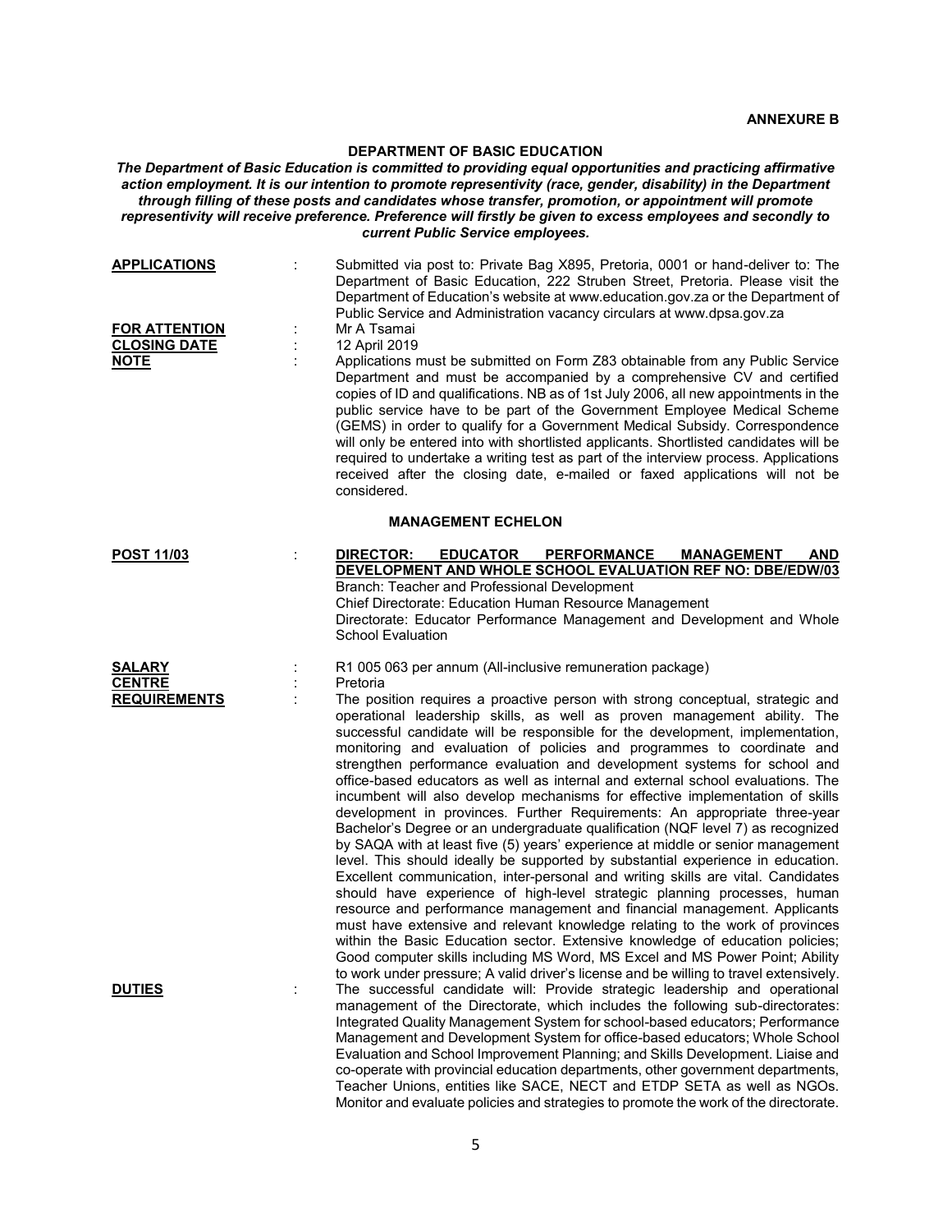**ANNEXURE B**

## DEPARTMENT OF BASIC EDUCATION

***The Department of Basic Education is committed to providing equal opportunities and practicing affirmative action employment. It is our intention to promote representivity (race, gender, disability) in the Department through filling of these posts and candidates whose transfer, promotion, or appointment will promote representivity will receive preference. Preference will firstly be given to excess employees and secondly to current Public Service employees.***

**APPLICATIONS** : Submitted via post to: Private Bag X895, Pretoria, 0001 or hand-deliver to: The Department of Basic Education, 222 Struben Street, Pretoria. Please visit the Department of Education's website at www.education.gov.za or the Department of Public Service and Administration vacancy circulars at www.dpsa.gov.za

**FOR ATTENTION** : Mr A Tsamai

**CLOSING DATE** : 12 April 2019

**NOTE** : Applications must be submitted on Form Z83 obtainable from any Public Service Department and must be accompanied by a comprehensive CV and certified copies of ID and qualifications. NB as of 1st July 2006, all new appointments in the public service have to be part of the Government Employee Medical Scheme (GEMS) in order to qualify for a Government Medical Subsidy. Correspondence will only be entered into with shortlisted applicants. Shortlisted candidates will be required to undertake a writing test as part of the interview process. Applications received after the closing date, e-mailed or faxed applications will not be considered.

### MANAGEMENT ECHELON

**POST 11/03** : **DIRECTOR: EDUCATOR PERFORMANCE MANAGEMENT AND DEVELOPMENT AND WHOLE SCHOOL EVALUATION REF NO: DBE/EDW/03**

Branch: Teacher and Professional Development
Chief Directorate: Education Human Resource Management
Directorate: Educator Performance Management and Development and Whole School Evaluation

**SALARY** : R1 005 063 per annum (All-inclusive remuneration package)

**CENTRE** : Pretoria

**REQUIREMENTS** : The position requires a proactive person with strong conceptual, strategic and operational leadership skills, as well as proven management ability. The successful candidate will be responsible for the development, implementation, monitoring and evaluation of policies and programmes to coordinate and strengthen performance evaluation and development systems for school and office-based educators as well as internal and external school evaluations. The incumbent will also develop mechanisms for effective implementation of skills development in provinces. Further Requirements: An appropriate three-year Bachelor's Degree or an undergraduate qualification (NQF level 7) as recognized by SAQA with at least five (5) years' experience at middle or senior management level. This should ideally be supported by substantial experience in education. Excellent communication, inter-personal and writing skills are vital. Candidates should have experience of high-level strategic planning processes, human resource and performance management and financial management. Applicants must have extensive and relevant knowledge relating to the work of provinces within the Basic Education sector. Extensive knowledge of education policies; Good computer skills including MS Word, MS Excel and MS Power Point; Ability to work under pressure; A valid driver's license and be willing to travel extensively.

**DUTIES** : The successful candidate will: Provide strategic leadership and operational management of the Directorate, which includes the following sub-directorates: Integrated Quality Management System for school-based educators; Performance Management and Development System for office-based educators; Whole School Evaluation and School Improvement Planning; and Skills Development. Liaise and co-operate with provincial education departments, other government departments, Teacher Unions, entities like SACE, NECT and ETDP SETA as well as NGOs. Monitor and evaluate policies and strategies to promote the work of the directorate.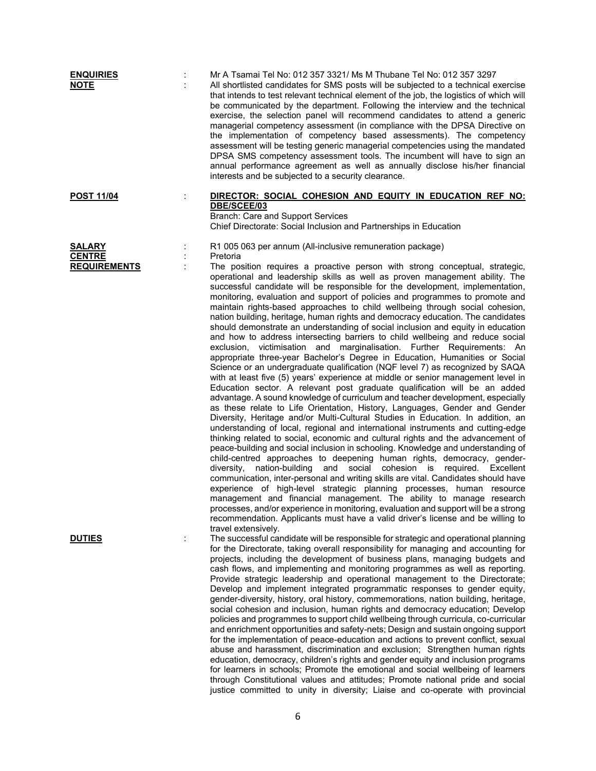**ENQUIRIES** : Mr A Tsamai Tel No: 012 357 3321/ Ms M Thubane Tel No: 012 357 3297

**NOTE** : All shortlisted candidates for SMS posts will be subjected to a technical exercise that intends to test relevant technical element of the job, the logistics of which will be communicated by the department. Following the interview and the technical exercise, the selection panel will recommend candidates to attend a generic managerial competency assessment (in compliance with the DPSA Directive on the implementation of competency based assessments). The competency assessment will be testing generic managerial competencies using the mandated DPSA SMS competency assessment tools. The incumbent will have to sign an annual performance agreement as well as annually disclose his/her financial interests and be subjected to a security clearance.

**POST 11/04** : **DIRECTOR: SOCIAL COHESION AND EQUITY IN EDUCATION REF NO: DBE/SCEE/03**

Branch: Care and Support Services
Chief Directorate: Social Inclusion and Partnerships in Education

**SALARY** : R1 005 063 per annum (All-inclusive remuneration package)

**CENTRE** : Pretoria

**REQUIREMENTS** : The position requires a proactive person with strong conceptual, strategic, operational and leadership skills as well as proven management ability. The successful candidate will be responsible for the development, implementation, monitoring, evaluation and support of policies and programmes to promote and maintain rights-based approaches to child wellbeing through social cohesion, nation building, heritage, human rights and democracy education. The candidates should demonstrate an understanding of social inclusion and equity in education and how to address intersecting barriers to child wellbeing and reduce social exclusion, victimisation and marginalisation. Further Requirements: An appropriate three-year Bachelor's Degree in Education, Humanities or Social Science or an undergraduate qualification (NQF level 7) as recognized by SAQA with at least five (5) years' experience at middle or senior management level in Education sector. A relevant post graduate qualification will be an added advantage. A sound knowledge of curriculum and teacher development, especially as these relate to Life Orientation, History, Languages, Gender and Gender Diversity, Heritage and/or Multi-Cultural Studies in Education. In addition, an understanding of local, regional and international instruments and cutting-edge thinking related to social, economic and cultural rights and the advancement of peace-building and social inclusion in schooling. Knowledge and understanding of child-centred approaches to deepening human rights, democracy, gender-diversity, nation-building and social cohesion is required. Excellent communication, inter-personal and writing skills are vital. Candidates should have experience of high-level strategic planning processes, human resource management and financial management. The ability to manage research processes, and/or experience in monitoring, evaluation and support will be a strong recommendation. Applicants must have a valid driver's license and be willing to travel extensively.

**DUTIES** : The successful candidate will be responsible for strategic and operational planning for the Directorate, taking overall responsibility for managing and accounting for projects, including the development of business plans, managing budgets and cash flows, and implementing and monitoring programmes as well as reporting. Provide strategic leadership and operational management to the Directorate; Develop and implement integrated programmatic responses to gender equity, gender-diversity, history, oral history, commemorations, nation building, heritage, social cohesion and inclusion, human rights and democracy education; Develop policies and programmes to support child wellbeing through curricula, co-curricular and enrichment opportunities and safety-nets; Design and sustain ongoing support for the implementation of peace-education and actions to prevent conflict, sexual abuse and harassment, discrimination and exclusion; Strengthen human rights education, democracy, children's rights and gender equity and inclusion programs for learners in schools; Promote the emotional and social wellbeing of learners through Constitutional values and attitudes; Promote national pride and social justice committed to unity in diversity; Liaise and co-operate with provincial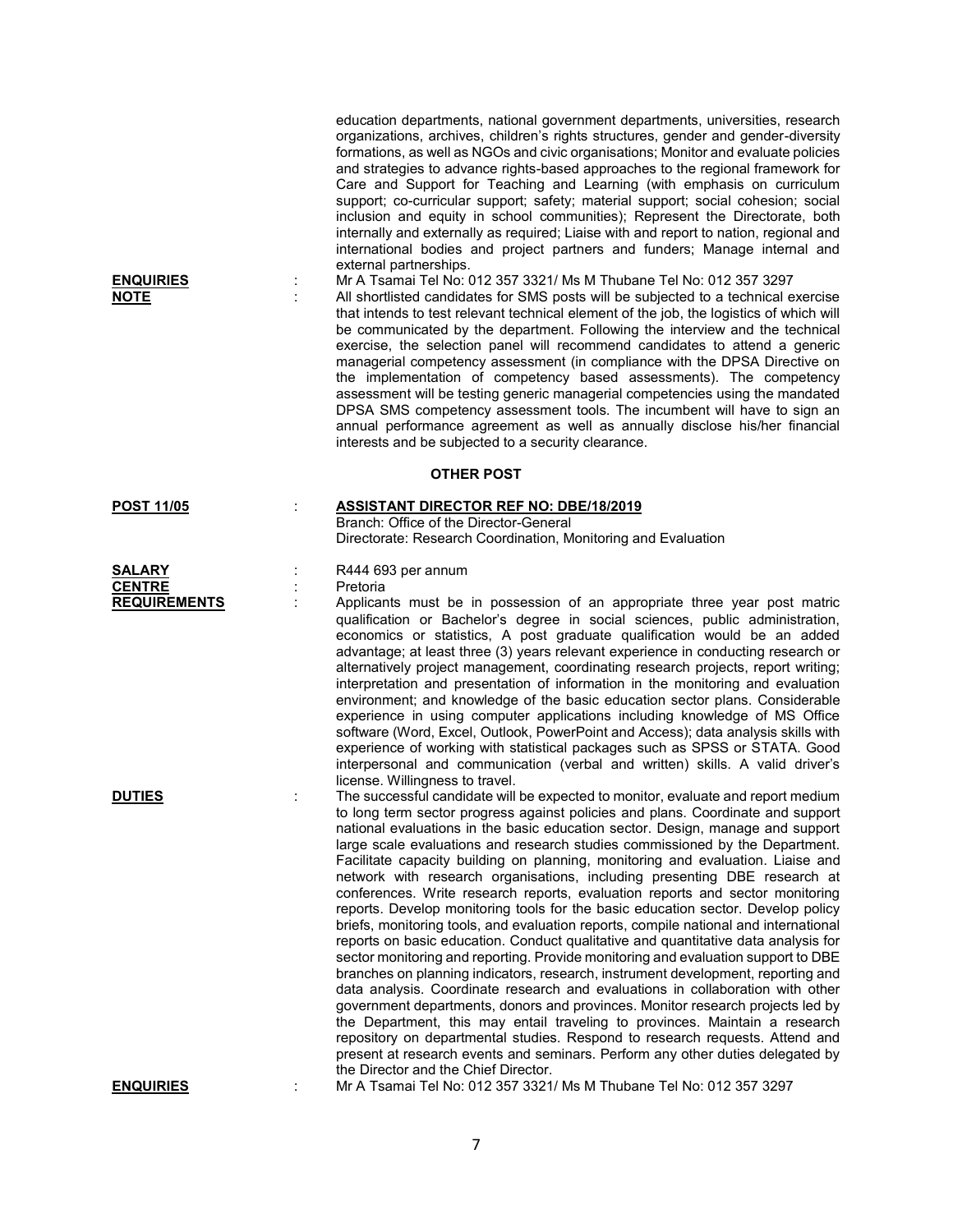education departments, national government departments, universities, research organizations, archives, children's rights structures, gender and gender-diversity formations, as well as NGOs and civic organisations; Monitor and evaluate policies and strategies to advance rights-based approaches to the regional framework for Care and Support for Teaching and Learning (with emphasis on curriculum support; co-curricular support; safety; material support; social cohesion; social inclusion and equity in school communities); Represent the Directorate, both internally and externally as required; Liaise with and report to nation, regional and international bodies and project partners and funders; Manage internal and external partnerships.

**ENQUIRIES** : Mr A Tsamai Tel No: 012 357 3321/ Ms M Thubane Tel No: 012 357 3297

**NOTE** : All shortlisted candidates for SMS posts will be subjected to a technical exercise that intends to test relevant technical element of the job, the logistics of which will be communicated by the department. Following the interview and the technical exercise, the selection panel will recommend candidates to attend a generic managerial competency assessment (in compliance with the DPSA Directive on the implementation of competency based assessments). The competency assessment will be testing generic managerial competencies using the mandated DPSA SMS competency assessment tools. The incumbent will have to sign an annual performance agreement as well as annually disclose his/her financial interests and be subjected to a security clearance.

## OTHER POST

**POST 11/05** : **ASSISTANT DIRECTOR REF NO: DBE/18/2019**
Branch: Office of the Director-General
Directorate: Research Coordination, Monitoring and Evaluation

**SALARY** : R444 693 per annum

**CENTRE** : Pretoria

**REQUIREMENTS** : Applicants must be in possession of an appropriate three year post matric qualification or Bachelor's degree in social sciences, public administration, economics or statistics, A post graduate qualification would be an added advantage; at least three (3) years relevant experience in conducting research or alternatively project management, coordinating research projects, report writing; interpretation and presentation of information in the monitoring and evaluation environment; and knowledge of the basic education sector plans. Considerable experience in using computer applications including knowledge of MS Office software (Word, Excel, Outlook, PowerPoint and Access); data analysis skills with experience of working with statistical packages such as SPSS or STATA. Good interpersonal and communication (verbal and written) skills. A valid driver's license. Willingness to travel.

**DUTIES** : The successful candidate will be expected to monitor, evaluate and report medium to long term sector progress against policies and plans. Coordinate and support national evaluations in the basic education sector. Design, manage and support large scale evaluations and research studies commissioned by the Department. Facilitate capacity building on planning, monitoring and evaluation. Liaise and network with research organisations, including presenting DBE research at conferences. Write research reports, evaluation reports and sector monitoring reports. Develop monitoring tools for the basic education sector. Develop policy briefs, monitoring tools, and evaluation reports, compile national and international reports on basic education. Conduct qualitative and quantitative data analysis for sector monitoring and reporting. Provide monitoring and evaluation support to DBE branches on planning indicators, research, instrument development, reporting and data analysis. Coordinate research and evaluations in collaboration with other government departments, donors and provinces. Monitor research projects led by the Department, this may entail traveling to provinces. Maintain a research repository on departmental studies. Respond to research requests. Attend and present at research events and seminars. Perform any other duties delegated by the Director and the Chief Director.

**ENQUIRIES** : Mr A Tsamai Tel No: 012 357 3321/ Ms M Thubane Tel No: 012 357 3297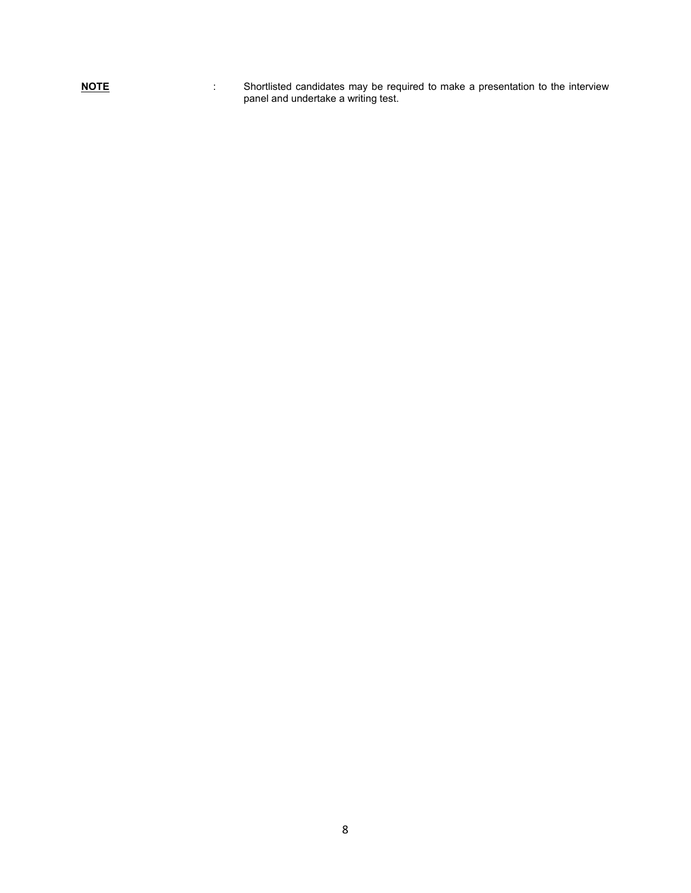**NOTE** : Shortlisted candidates may be required to make a presentation to the interview panel and undertake a writing test.